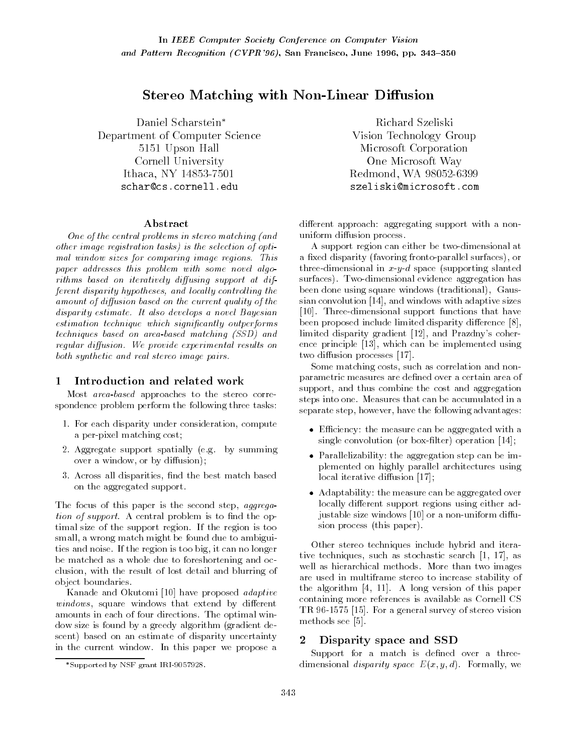In *IEEE Computer Society Conference on Computer Vision and Pattern Recognition (CVPR'96)*, San Francisco, June 1996, pp. 343–350

# Stereo Matching with Non-Linear Diffusion

Daniel Scharstein*
Department of Computer Science
5151 Upson Hall
Cornell University
Ithaca, NY 14853-7501
schar@cs.cornell.edu

Richard Szeliski
Vision Technology Group
Microsoft Corporation
One Microsoft Way
Redmond, WA 98052-6399
szeliski@microsoft.com

### Abstract

*One of the central problems in stereo matching (and other image registration tasks) is the selection of optimal window sizes for comparing image regions. This paper addresses this problem with some novel algorithms based on iteratively diffusing support at different disparity hypotheses, and locally controlling the amount of diffusion based on the current quality of the disparity estimate. It also develops a novel Bayesian estimation technique which significantly outperforms techniques based on area-based matching (SSD) and regular diffusion. We provide experimental results on both synthetic and real stereo image pairs.*

## 1 Introduction and related work

Most *area-based* approaches to the stereo correspondence problem perform the following three tasks:

1. For each disparity under consideration, compute a per-pixel matching cost;
2. Aggregate support spatially (e.g. by summing over a window, or by diffusion);
3. Across all disparities, find the best match based on the aggregated support.

The focus of this paper is the second step, *aggregation of support*. A central problem is to find the optimal size of the support region. If the region is too small, a wrong match might be found due to ambiguities and noise. If the region is too big, it can no longer be matched as a whole due to foreshortening and occlusion, with the result of lost detail and blurring of object boundaries.

Kanade and Okutomi [10] have proposed *adaptive windows*, square windows that extend by different amounts in each of four directions. The optimal window size is found by a greedy algorithm (gradient descent) based on an estimate of disparity uncertainty in the current window. In this paper we propose a different approach: aggregating support with a non-uniform diffusion process.

A support region can either be two-dimensional at a fixed disparity (favoring fronto-parallel surfaces), or three-dimensional in *x*-*y*-*d* space (supporting slanted surfaces). Two-dimensional evidence aggregation has been done using square windows (traditional), Gaussian convolution [14], and windows with adaptive sizes [10]. Three-dimensional support functions that have been proposed include limited disparity difference [8], limited disparity gradient [12], and Prazdny's coherence principle [13], which can be implemented using two diffusion processes [17].

Some matching costs, such as correlation and non-parametric measures are defined over a certain area of support, and thus combine the cost and aggregation steps into one. Measures that can be accumulated in a separate step, however, have the following advantages:

- Efficiency: the measure can be aggregated with a single convolution (or box-filter) operation [14];
- Parallelizability: the aggregation step can be implemented on highly parallel architectures using local iterative diffusion [17];
- Adaptability: the measure can be aggregated over locally different support regions using either adjustable size windows [10] or a non-uniform diffusion process (this paper).

Other stereo techniques include hybrid and iterative techniques, such as stochastic search [1, 17], as well as hierarchical methods. More than two images are used in multiframe stereo to increase stability of the algorithm [4, 11]. A long version of this paper containing more references is available as Cornell CS TR 96-1575 [15]. For a general survey of stereo vision methods see [5].

## 2 Disparity space and SSD

Support for a match is defined over a three-dimensional *disparity space* $E(x, y, d)$. Formally, we

*Supported by NSF grant IRI-9057928.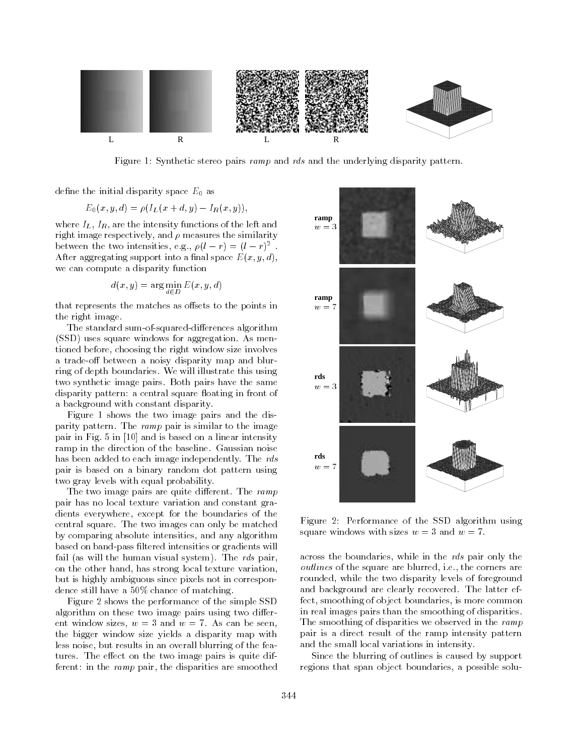L R L R

Figure 1: Synthetic stereo pairs *ramp* and *rds* and the underlying disparity pattern.

define the initial disparity space $E_0$ as

$$E_0(x, y, d) = \rho(I_L(x + d, y) - I_R(x, y)),$$

where $I_L$, $I_R$, are the intensity functions of the left and right image respectively, and $\rho$ measures the similarity between the two intensities, e.g., $\rho(l - r) = (l - r)^2$. After aggregating support into a final space $E(x, y, d)$, we can compute a disparity function

$$d(x, y) = \arg\min_{d \in D} E(x, y, d)$$

that represents the matches as offsets to the points in the right image.

The standard sum-of-squared-differences algorithm (SSD) uses square windows for aggregation. As mentioned before, choosing the right window size involves a trade-off between a noisy disparity map and blurring of depth boundaries. We will illustrate this using two synthetic image pairs. Both pairs have the same disparity pattern: a central square floating in front of a background with constant disparity.

Figure 1 shows the two image pairs and the disparity pattern. The *ramp* pair is similar to the image pair in Fig. 5 in [10] and is based on a linear intensity ramp in the direction of the baseline. Gaussian noise has been added to each image independently. The *rds* pair is based on a binary random dot pattern using two gray levels with equal probability.

The two image pairs are quite different. The *ramp* pair has no local texture variation and constant gradients everywhere, except for the boundaries of the central square. The two images can only be matched by comparing absolute intensities, and any algorithm based on band-pass filtered intensities or gradients will fail (as will the human visual system). The *rds* pair, on the other hand, has strong local texture variation, but is highly ambiguous since pixels not in correspondence still have a 50% chance of matching.

Figure 2 shows the performance of the simple SSD algorithm on these two image pairs using two different window sizes, $w = 3$ and $w = 7$. As can be seen, the bigger window size yields a disparity map with less noise, but results in an overall blurring of the features. The effect on the two image pairs is quite different: in the *ramp* pair, the disparities are smoothed across the boundaries, while in the *rds* pair only the *outlines* of the square are blurred, i.e., the corners are rounded, while the two disparity levels of foreground and background are clearly recovered. The latter effect, smoothing of object boundaries, is more common in real images pairs than the smoothing of disparities. The smoothing of disparities we observed in the *ramp* pair is a direct result of the ramp intensity pattern and the small local variations in intensity.

ramp $w = 3$

ramp $w = 7$

rds $w = 3$

rds $w = 7$

Figure 2: Performance of the SSD algorithm using square windows with sizes $w = 3$ and $w = 7$.

Since the blurring of outlines is caused by support regions that span object boundaries, a possible solu-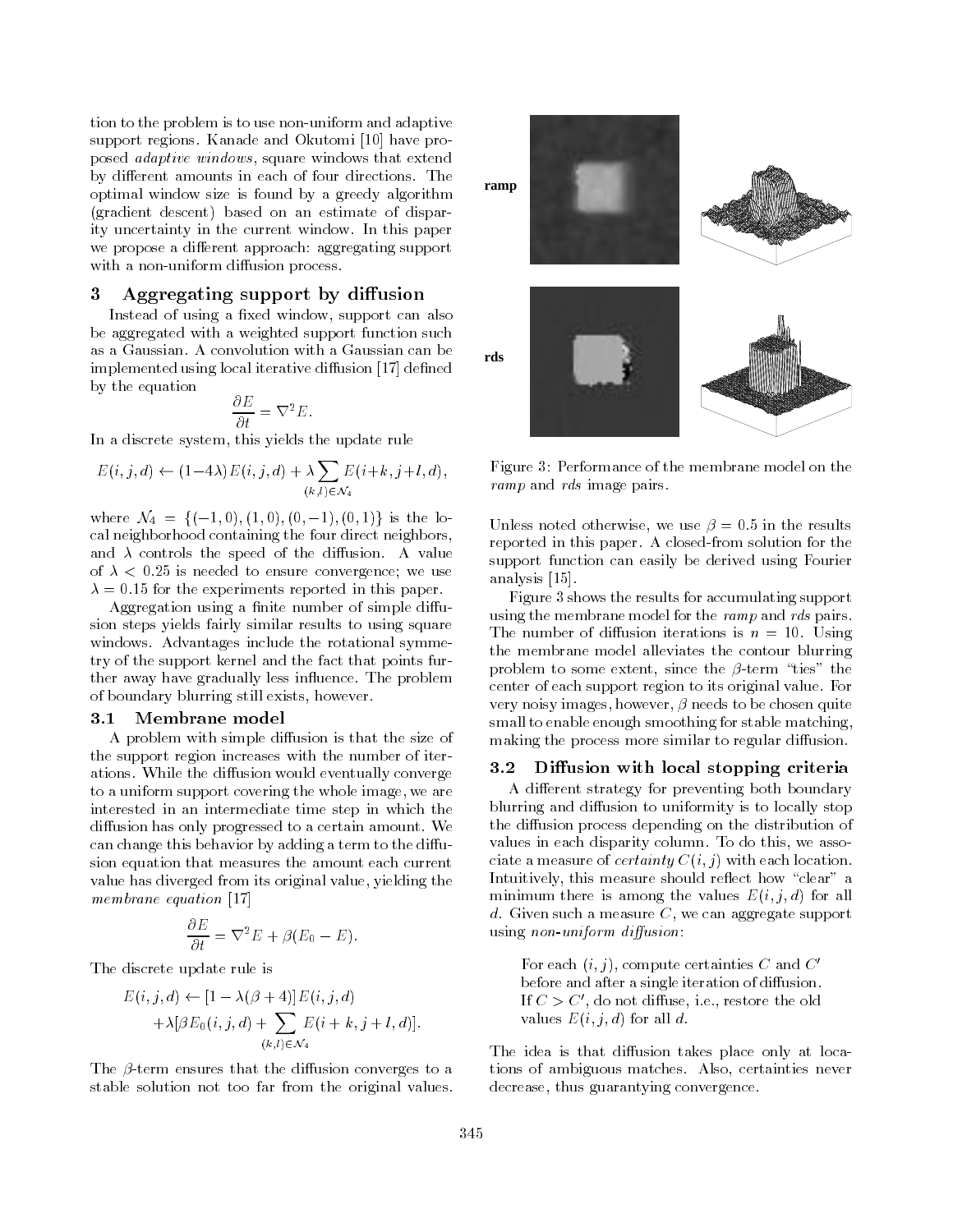tion to the problem is to use non-uniform and adaptive support regions. Kanade and Okutomi [10] have proposed *adaptive windows*, square windows that extend by different amounts in each of four directions. The optimal window size is found by a greedy algorithm (gradient descent) based on an estimate of disparity uncertainty in the current window. In this paper we propose a different approach: aggregating support with a non-uniform diffusion process.

## 3 Aggregating support by diffusion

Instead of using a fixed window, support can also be aggregated with a weighted support function such as a Gaussian. A convolution with a Gaussian can be implemented using local iterative diffusion [17] defined by the equation

$$\frac{\partial E}{\partial t} = \nabla^2 E.$$

In a discrete system, this yields the update rule

$$E(i,j,d) \leftarrow (1-4\lambda)E(i,j,d) + \lambda \sum_{(k,l)\in\mathcal{N}_4} E(i+k,j+l,d),$$

where $\mathcal{N}_4 = \{(-1,0),(1,0),(0,-1),(0,1)\}$ is the local neighborhood containing the four direct neighbors, and $\lambda$ controls the speed of the diffusion. A value of $\lambda < 0.25$ is needed to ensure convergence; we use $\lambda = 0.15$ for the experiments reported in this paper.

Aggregation using a finite number of simple diffusion steps yields fairly similar results to using square windows. Advantages include the rotational symmetry of the support kernel and the fact that points further away have gradually less influence. The problem of boundary blurring still exists, however.

### 3.1 Membrane model

A problem with simple diffusion is that the size of the support region increases with the number of iterations. While the diffusion would eventually converge to a uniform support covering the whole image, we are interested in an intermediate time step in which the diffusion has only progressed to a certain amount. We can change this behavior by adding a term to the diffusion equation that measures the amount each current value has diverged from its original value, yielding the *membrane equation* [17]

$$\frac{\partial E}{\partial t} = \nabla^2 E + \beta(E_0 - E).$$

The discrete update rule is

$$\begin{aligned} E(i,j,d) &\leftarrow [1-\lambda(\beta+4)]E(i,j,d) \\ &+\lambda[\beta E_0(i,j,d) + \sum_{(k,l)\in\mathcal{N}_4} E(i+k,j+l,d)]. \end{aligned}$$

The $\beta$-term ensures that the diffusion converges to a stable solution not too far from the original values.

Figure 3: Performance of the membrane model on the *ramp* and *rds* image pairs.

Unless noted otherwise, we use $\beta = 0.5$ in the results reported in this paper. A closed-from solution for the support function can easily be derived using Fourier analysis [15].

Figure 3 shows the results for accumulating support using the membrane model for the *ramp* and *rds* pairs. The number of diffusion iterations is $n = 10$. Using the membrane model alleviates the contour blurring problem to some extent, since the $\beta$-term "ties" the center of each support region to its original value. For very noisy images, however, $\beta$ needs to be chosen quite small to enable enough smoothing for stable matching, making the process more similar to regular diffusion.

### 3.2 Diffusion with local stopping criteria

A different strategy for preventing both boundary blurring and diffusion to uniformity is to locally stop the diffusion process depending on the distribution of values in each disparity column. To do this, we associate a measure of *certainty* $C(i,j)$ with each location. Intuitively, this measure should reflect how "clear" a minimum there is among the values $E(i,j,d)$ for all $d$. Given such a measure $C$, we can aggregate support using *non-uniform diffusion*:

> For each $(i,j)$, compute certainties $C$ and $C'$ before and after a single iteration of diffusion. If $C > C'$, do not diffuse, i.e., restore the old values $E(i,j,d)$ for all $d$.

The idea is that diffusion takes place only at locations of ambiguous matches. Also, certainties never decrease, thus guarantying convergence.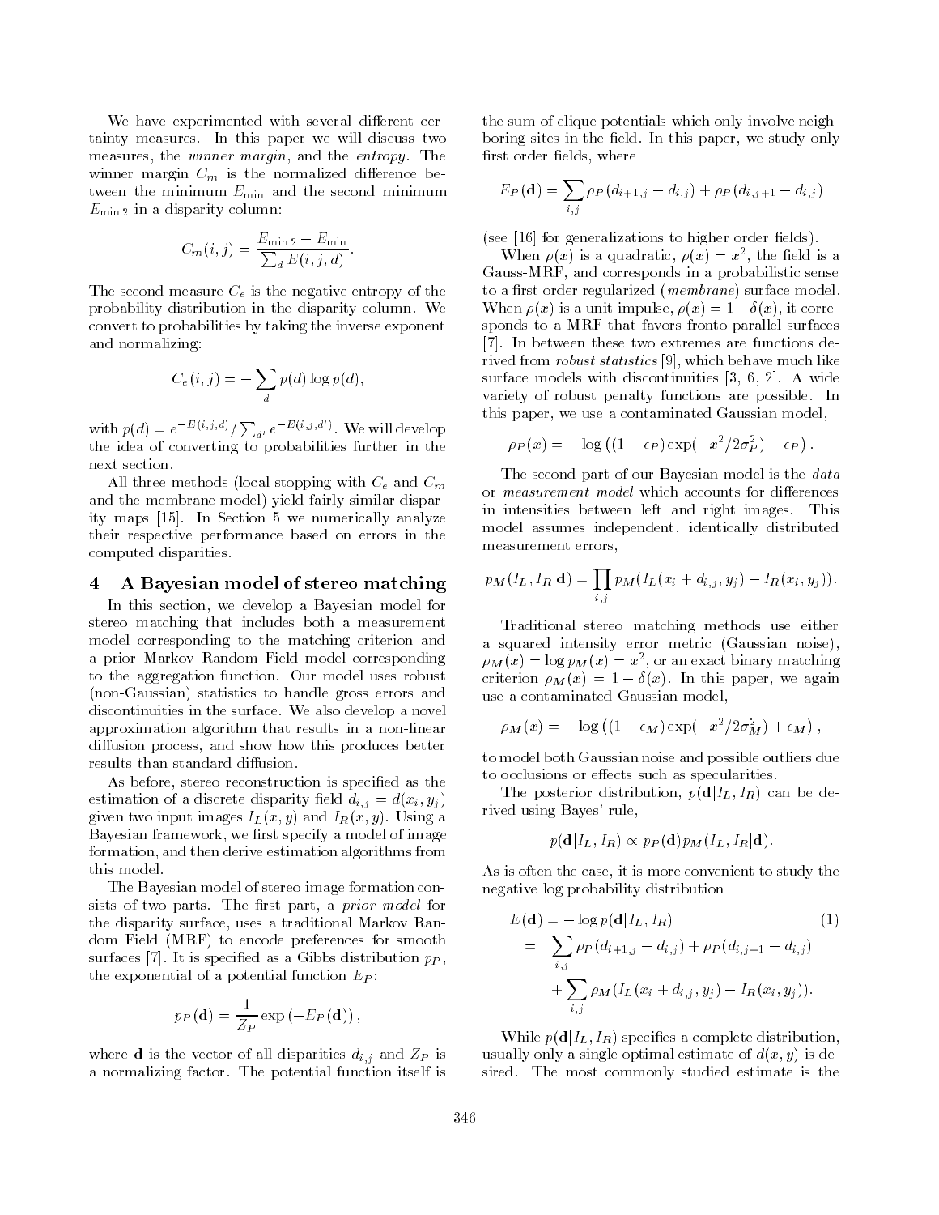We have experimented with several different certainty measures. In this paper we will discuss two measures, the *winner margin*, and the *entropy*. The winner margin $C_m$ is the normalized difference between the minimum $E_{\min}$ and the second minimum $E_{\min 2}$ in a disparity column:

$$C_m(i,j) = \frac{E_{\min 2} - E_{\min}}{\sum_d E(i,j,d)}.$$

The second measure $C_e$ is the negative entropy of the probability distribution in the disparity column. We convert to probabilities by taking the inverse exponent and normalizing:

$$C_e(i,j) = -\sum_d p(d) \log p(d),$$

with $p(d) = e^{-E(i,j,d)} / \sum_{d'} e^{-E(i,j,d')}$. We will develop the idea of converting to probabilities further in the next section.

All three methods (local stopping with $C_e$ and $C_m$ and the membrane model) yield fairly similar disparity maps [15]. In Section 5 we numerically analyze their respective performance based on errors in the computed disparities.

## 4 A Bayesian model of stereo matching

In this section, we develop a Bayesian model for stereo matching that includes both a measurement model corresponding to the matching criterion and a prior Markov Random Field model corresponding to the aggregation function. Our model uses robust (non-Gaussian) statistics to handle gross errors and discontinuities in the surface. We also develop a novel approximation algorithm that results in a non-linear diffusion process, and show how this produces better results than standard diffusion.

As before, stereo reconstruction is specified as the estimation of a discrete disparity field $d_{i,j} = d(x_i, y_j)$ given two input images $I_L(x,y)$ and $I_R(x,y)$. Using a Bayesian framework, we first specify a model of image formation, and then derive estimation algorithms from this model.

The Bayesian model of stereo image formation consists of two parts. The first part, a *prior model* for the disparity surface, uses a traditional Markov Random Field (MRF) to encode preferences for smooth surfaces [7]. It is specified as a Gibbs distribution $p_P$, the exponential of a potential function $E_P$:

$$p_P(\mathbf{d}) = \frac{1}{Z_P} \exp\left(-E_P(\mathbf{d})\right),$$

where $\mathbf{d}$ is the vector of all disparities $d_{i,j}$ and $Z_P$ is a normalizing factor. The potential function itself is the sum of clique potentials which only involve neighboring sites in the field. In this paper, we study only first order fields, where

$$E_P(\mathbf{d}) = \sum_{i,j} \rho_P(d_{i+1,j} - d_{i,j}) + \rho_P(d_{i,j+1} - d_{i,j})$$

(see [16] for generalizations to higher order fields).

When $\rho(x)$ is a quadratic, $\rho(x) = x^2$, the field is a Gauss-MRF, and corresponds in a probabilistic sense to a first order regularized (*membrane*) surface model. When $\rho(x)$ is a unit impulse, $\rho(x) = 1 - \delta(x)$, it corresponds to a MRF that favors fronto-parallel surfaces [7]. In between these two extremes are functions derived from *robust statistics* [9], which behave much like surface models with discontinuities [3, 6, 2]. A wide variety of robust penalty functions are possible. In this paper, we use a contaminated Gaussian model,

$$\rho_P(x) = -\log\left((1-\epsilon_P)\exp(-x^2/2\sigma_P^2) + \epsilon_P\right).$$

The second part of our Bayesian model is the *data* or *measurement model* which accounts for differences in intensities between left and right images. This model assumes independent, identically distributed measurement errors,

$$p_M(I_L, I_R|\mathbf{d}) = \prod_{i,j} p_M(I_L(x_i + d_{i,j}, y_j) - I_R(x_i, y_j)).$$

Traditional stereo matching methods use either a squared intensity error metric (Gaussian noise), $\rho_M(x) = \log p_M(x) = x^2$, or an exact binary matching criterion $\rho_M(x) = 1 - \delta(x)$. In this paper, we again use a contaminated Gaussian model,

$$\rho_M(x) = -\log\left((1-\epsilon_M)\exp(-x^2/2\sigma_M^2) + \epsilon_M\right),$$

to model both Gaussian noise and possible outliers due to occlusions or effects such as specularities.

The posterior distribution, $p(\mathbf{d}|I_L, I_R)$ can be derived using Bayes' rule,

$$p(\mathbf{d}|I_L, I_R) \propto p_P(\mathbf{d}) p_M(I_L, I_R|\mathbf{d}).$$

As is often the case, it is more convenient to study the negative log probability distribution

$$\begin{aligned} E(\mathbf{d}) &= -\log p(\mathbf{d}|I_L, I_R) \qquad (1) \\ &= \sum_{i,j} \rho_P(d_{i+1,j} - d_{i,j}) + \rho_P(d_{i,j+1} - d_{i,j}) \\ &\quad + \sum_{i,j} \rho_M(I_L(x_i + d_{i,j}, y_j) - I_R(x_i, y_j)). \end{aligned}$$

While $p(\mathbf{d}|I_L, I_R)$ specifies a complete distribution, usually only a single optimal estimate of $d(x,y)$ is desired. The most commonly studied estimate is the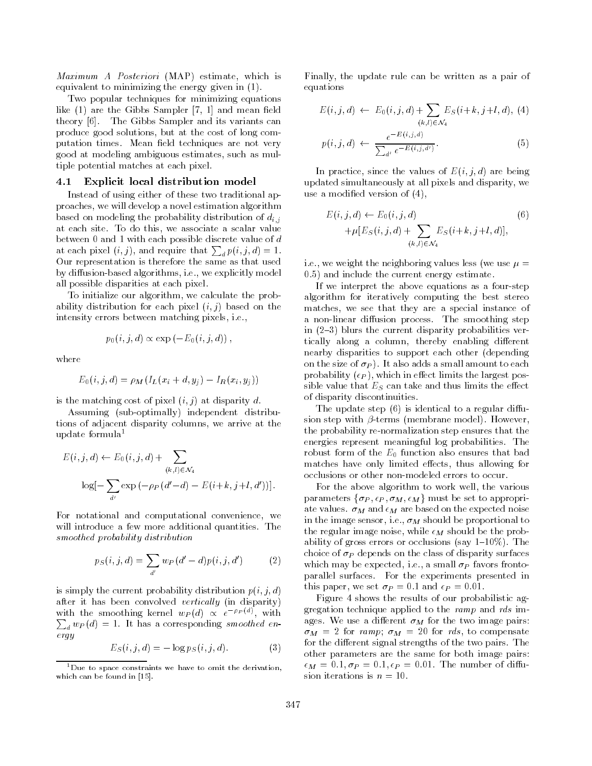*Maximum A Posteriori* (MAP) estimate, which is equivalent to minimizing the energy given in (1).

Two popular techniques for minimizing equations like (1) are the Gibbs Sampler [7, 1] and mean field theory [6]. The Gibbs Sampler and its variants can produce good solutions, but at the cost of long computation times. Mean field techniques are not very good at modeling ambiguous estimates, such as multiple potential matches at each pixel.

### 4.1 Explicit local distribution model

Instead of using either of these two traditional approaches, we will develop a novel estimation algorithm based on modeling the probability distribution of $d_{i,j}$ at each site. To do this, we associate a scalar value between 0 and 1 with each possible discrete value of $d$ at each pixel $(i,j)$, and require that $\sum_d p(i,j,d) = 1$. Our representation is therefore the same as that used by diffusion-based algorithms, i.e., we explicitly model all possible disparities at each pixel.

To initialize our algorithm, we calculate the probability distribution for each pixel $(i,j)$ based on the intensity errors between matching pixels, i.e.,

$$p_0(i,j,d) \propto \exp\left(-E_0(i,j,d)\right),$$

where

$$E_0(i,j,d) = \rho_M\left(I_L(x_i + d, y_j) - I_R(x_i, y_j)\right)$$

is the matching cost of pixel $(i,j)$ at disparity $d$.

Assuming (sub-optimally) independent distributions of adjacent disparity columns, we arrive at the update formula[1]

$$E(i,j,d) \leftarrow E_0(i,j,d) + \sum_{(k,l)\in\mathcal{N}_4} \log[-\sum_{d'} \exp\left(-\rho_P(d'-d) - E(i+k,j+l,d')\right)].$$

For notational and computational convenience, we will introduce a few more additional quantities. The *smoothed probability distribution*

$$p_S(i,j,d) = \sum_{d'} w_P(d'-d)p(i,j,d') \tag{2}$$

is simply the current probability distribution $p(i,j,d)$ after it has been convolved *vertically* (in disparity) with the smoothing kernel $w_P(d) \propto e^{-\rho_P(d)}$, with $\sum_d w_P(d) = 1$. It has a corresponding *smoothed energy*

$$E_S(i,j,d) = -\log p_S(i,j,d). \tag{3}$$

[1] Due to space constraints we have to omit the derivation, which can be found in [15].

Finally, the update rule can be written as a pair of equations

$$E(i,j,d) \leftarrow E_0(i,j,d) + \sum_{(k,l)\in\mathcal{N}_4} E_S(i+k,j+l,d), \tag{4}$$

$$p(i,j,d) \leftarrow \frac{e^{-E(i,j,d)}}{\sum_{d'} e^{-E(i,j,d')}}. \tag{5}$$

In practice, since the values of $E(i,j,d)$ are being updated simultaneously at all pixels and disparity, we use a modified version of (4),

$$E(i,j,d) \leftarrow E_0(i,j,d) + \mu[E_S(i,j,d) + \sum_{(k,l)\in\mathcal{N}_4} E_S(i+k,j+l,d)], \tag{6}$$

i.e., we weight the neighboring values less (we use $\mu = 0.5$) and include the current energy estimate.

If we interpret the above equations as a four-step algorithm for iteratively computing the best stereo matches, we see that they are a special instance of a non-linear diffusion process. The smoothing step in (2–3) blurs the current disparity probabilities vertically along a column, thereby enabling different nearby disparities to support each other (depending on the size of $\sigma_P$). It also adds a small amount to each probability ($\epsilon_P$), which in effect limits the largest possible value that $E_S$ can take and thus limits the effect of disparity discontinuities.

The update step (6) is identical to a regular diffusion step with $\beta$-terms (membrane model). However, the probability re-normalization step ensures that the energies represent meaningful log probabilities. The robust form of the $E_0$ function also ensures that bad matches have only limited effects, thus allowing for occlusions or other non-modeled errors to occur.

For the above algorithm to work well, the various parameters $\{\sigma_P, \epsilon_P, \sigma_M, \epsilon_M\}$ must be set to appropriate values. $\sigma_M$ and $\epsilon_M$ are based on the expected noise in the image sensor, i.e., $\sigma_M$ should be proportional to the regular image noise, while $\epsilon_M$ should be the probability of gross errors or occlusions (say 1–10%). The choice of $\sigma_P$ depends on the class of disparity surfaces which may be expected, i.e., a small $\sigma_P$ favors frontoparallel surfaces. For the experiments presented in this paper, we set $\sigma_P = 0.1$ and $\epsilon_P = 0.01$.

Figure 4 shows the results of our probabilistic aggregation technique applied to the *ramp* and *rds* images. We use a different $\sigma_M$ for the two image pairs: $\sigma_M = 2$ for *ramp*; $\sigma_M = 20$ for *rds*, to compensate for the different signal strengths of the two pairs. The other parameters are the same for both image pairs: $\epsilon_M = 0.1, \sigma_P = 0.1, \epsilon_P = 0.01$. The number of diffusion iterations is $n = 10$.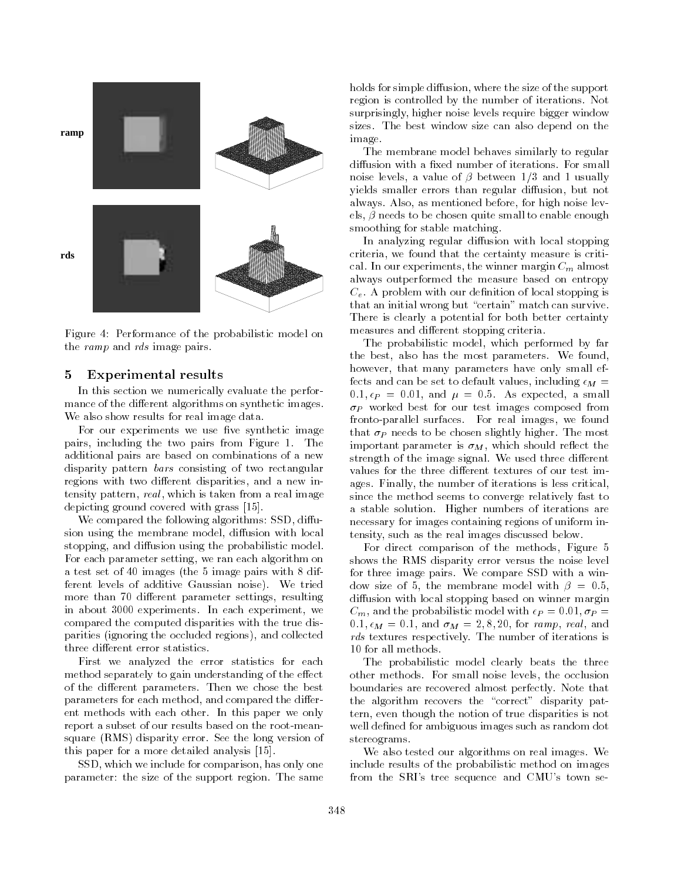ramp

rds

Figure 4: Performance of the probabilistic model on the *ramp* and *rds* image pairs.

## 5 Experimental results

In this section we numerically evaluate the performance of the different algorithms on synthetic images. We also show results for real image data.

For our experiments we use five synthetic image pairs, including the two pairs from Figure 1. The additional pairs are based on combinations of a new disparity pattern *bars* consisting of two rectangular regions with two different disparities, and a new intensity pattern, *real*, which is taken from a real image depicting ground covered with grass [15].

We compared the following algorithms: SSD, diffusion using the membrane model, diffusion with local stopping, and diffusion using the probabilistic model. For each parameter setting, we ran each algorithm on a test set of 40 images (the 5 image pairs with 8 different levels of additive Gaussian noise). We tried more than 70 different parameter settings, resulting in about 3000 experiments. In each experiment, we compared the computed disparities with the true disparities (ignoring the occluded regions), and collected three different error statistics.

First we analyzed the error statistics for each method separately to gain understanding of the effect of the different parameters. Then we chose the best parameters for each method, and compared the different methods with each other. In this paper we only report a subset of our results based on the root-mean-square (RMS) disparity error. See the long version of this paper for a more detailed analysis [15].

SSD, which we include for comparison, has only one parameter: the size of the support region. The same holds for simple diffusion, where the size of the support region is controlled by the number of iterations. Not surprisingly, higher noise levels require bigger window sizes. The best window size can also depend on the image.

The membrane model behaves similarly to regular diffusion with a fixed number of iterations. For small noise levels, a value of $\beta$ between 1/3 and 1 usually yields smaller errors than regular diffusion, but not always. Also, as mentioned before, for high noise levels, $\beta$ needs to be chosen quite small to enable enough smoothing for stable matching.

In analyzing regular diffusion with local stopping criteria, we found that the certainty measure is critical. In our experiments, the winner margin $C_m$ almost always outperformed the measure based on entropy $C_e$. A problem with our definition of local stopping is that an initial wrong but "certain" match can survive. There is clearly a potential for both better certainty measures and different stopping criteria.

The probabilistic model, which performed by far the best, also has the most parameters. We found, however, that many parameters have only small effects and can be set to default values, including $\epsilon_M = 0.1, \epsilon_P = 0.01$, and $\mu = 0.5$. As expected, a small $\sigma_P$ worked best for our test images composed from fronto-parallel surfaces. For real images, we found that $\sigma_P$ needs to be chosen slightly higher. The most important parameter is $\sigma_M$, which should reflect the strength of the image signal. We used three different values for the three different textures of our test images. Finally, the number of iterations is less critical, since the method seems to converge relatively fast to a stable solution. Higher numbers of iterations are necessary for images containing regions of uniform intensity, such as the real images discussed below.

For direct comparison of the methods, Figure 5 shows the RMS disparity error versus the noise level for three image pairs. We compare SSD with a window size of 5, the membrane model with $\beta = 0.5$, diffusion with local stopping based on winner margin $C_m$, and the probabilistic model with $\epsilon_P = 0.01, \sigma_P = 0.1, \epsilon_M = 0.1$, and $\sigma_M = 2, 8, 20$, for *ramp*, *real*, and *rds* textures respectively. The number of iterations is 10 for all methods.

The probabilistic model clearly beats the three other methods. For small noise levels, the occlusion boundaries are recovered almost perfectly. Note that the algorithm recovers the "correct" disparity pattern, even though the notion of true disparities is not well defined for ambiguous images such as random dot stereograms.

We also tested our algorithms on real images. We include results of the probabilistic method on images from the SRI's tree sequence and CMU's town se-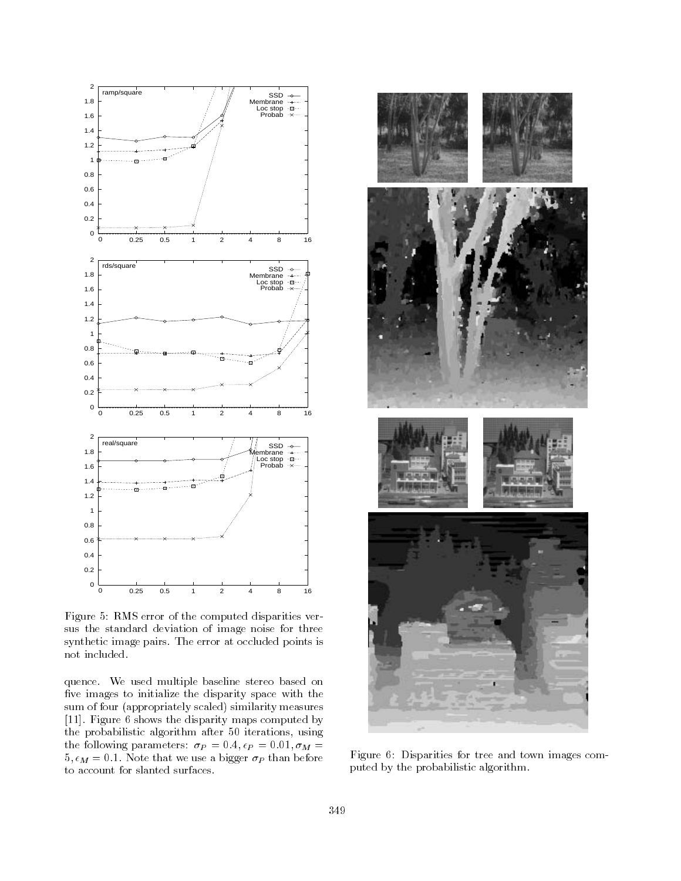Figure 5: RMS error of the computed disparities versus the standard deviation of image noise for three synthetic image pairs. The error at occluded points is not included.

quence. We used multiple baseline stereo based on five images to initialize the disparity space with the sum of four (appropriately scaled) similarity measures [11]. Figure 6 shows the disparity maps computed by the probabilistic algorithm after 50 iterations, using the following parameters: $\sigma_P = 0.4, \epsilon_P = 0.01, \sigma_M = 5, \epsilon_M = 0.1$. Note that we use a bigger $\sigma_P$ than before to account for slanted surfaces.

Figure 6: Disparities for tree and town images computed by the probabilistic algorithm.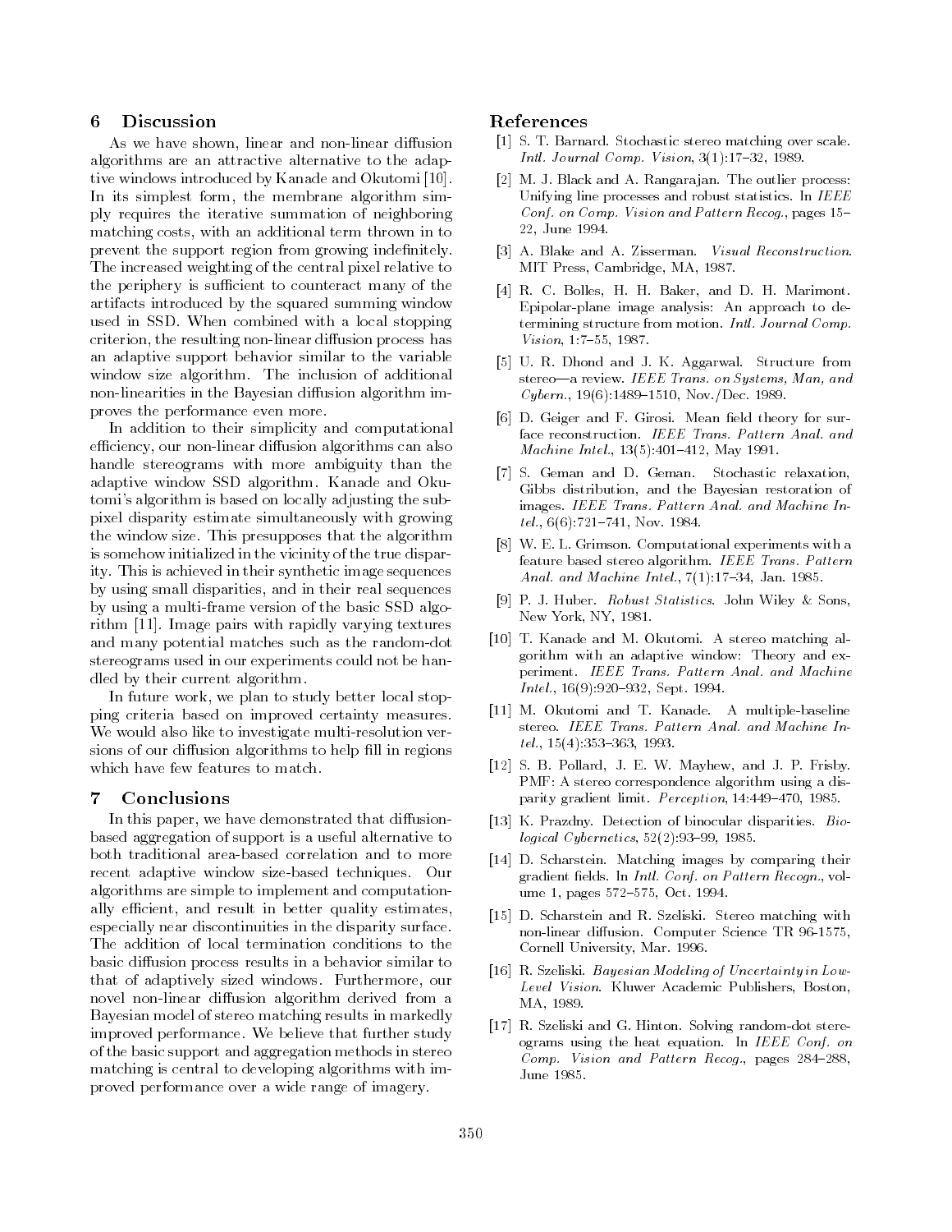## 6 Discussion

As we have shown, linear and non-linear diffusion algorithms are an attractive alternative to the adaptive windows introduced by Kanade and Okutomi [10]. In its simplest form, the membrane algorithm simply requires the iterative summation of neighboring matching costs, with an additional term thrown in to prevent the support region from growing indefinitely. The increased weighting of the central pixel relative to the periphery is sufficient to counteract many of the artifacts introduced by the squared summing window used in SSD. When combined with a local stopping criterion, the resulting non-linear diffusion process has an adaptive support behavior similar to the variable window size algorithm. The inclusion of additional non-linearities in the Bayesian diffusion algorithm improves the performance even more.

In addition to their simplicity and computational efficiency, our non-linear diffusion algorithms can also handle stereograms with more ambiguity than the adaptive window SSD algorithm. Kanade and Okutomi's algorithm is based on locally adjusting the subpixel disparity estimate simultaneously with growing the window size. This presupposes that the algorithm is somehow initialized in the vicinity of the true disparity. This is achieved in their synthetic image sequences by using small disparities, and in their real sequences by using a multi-frame version of the basic SSD algorithm [11]. Image pairs with rapidly varying textures and many potential matches such as the random-dot stereograms used in our experiments could not be handled by their current algorithm.

In future work, we plan to study better local stopping criteria based on improved certainty measures. We would also like to investigate multi-resolution versions of our diffusion algorithms to help fill in regions which have few features to match.

## 7 Conclusions

In this paper, we have demonstrated that diffusion-based aggregation of support is a useful alternative to both traditional area-based correlation and to more recent adaptive window size-based techniques. Our algorithms are simple to implement and computationally efficient, and result in better quality estimates, especially near discontinuities in the disparity surface. The addition of local termination conditions to the basic diffusion process results in a behavior similar to that of adaptively sized windows. Furthermore, our novel non-linear diffusion algorithm derived from a Bayesian model of stereo matching results in markedly improved performance. We believe that further study of the basic support and aggregation methods in stereo matching is central to developing algorithms with improved performance over a wide range of imagery.

## References

[1] S. T. Barnard. Stochastic stereo matching over scale. *Intl. Journal Comp. Vision*, 3(1):17–32, 1989.

[2] M. J. Black and A. Rangarajan. The outlier process: Unifying line processes and robust statistics. In *IEEE Conf. on Comp. Vision and Pattern Recog.*, pages 15–22, June 1994.

[3] A. Blake and A. Zisserman. *Visual Reconstruction*. MIT Press, Cambridge, MA, 1987.

[4] R. C. Bolles, H. H. Baker, and D. H. Marimont. Epipolar-plane image analysis: An approach to determining structure from motion. *Intl. Journal Comp. Vision*, 1:7–55, 1987.

[5] U. R. Dhond and J. K. Aggarwal. Structure from stereo—a review. *IEEE Trans. on Systems, Man, and Cybern.*, 19(6):1489–1510, Nov./Dec. 1989.

[6] D. Geiger and F. Girosi. Mean field theory for surface reconstruction. *IEEE Trans. Pattern Anal. and Machine Intel.*, 13(5):401–412, May 1991.

[7] S. Geman and D. Geman. Stochastic relaxation, Gibbs distribution, and the Bayesian restoration of images. *IEEE Trans. Pattern Anal. and Machine Intel.*, 6(6):721–741, Nov. 1984.

[8] W. E. L. Grimson. Computational experiments with a feature based stereo algorithm. *IEEE Trans. Pattern Anal. and Machine Intel.*, 7(1):17–34, Jan. 1985.

[9] P. J. Huber. *Robust Statistics*. John Wiley & Sons, New York, NY, 1981.

[10] T. Kanade and M. Okutomi. A stereo matching algorithm with an adaptive window: Theory and experiment. *IEEE Trans. Pattern Anal. and Machine Intel.*, 16(9):920–932, Sept. 1994.

[11] M. Okutomi and T. Kanade. A multiple-baseline stereo. *IEEE Trans. Pattern Anal. and Machine Intel.*, 15(4):353–363, 1993.

[12] S. B. Pollard, J. E. W. Mayhew, and J. P. Frisby. PMF: A stereo correspondence algorithm using a disparity gradient limit. *Perception*, 14:449–470, 1985.

[13] K. Prazdny. Detection of binocular disparities. *Biological Cybernetics*, 52(2):93–99, 1985.

[14] D. Scharstein. Matching images by comparing their gradient fields. In *Intl. Conf. on Pattern Recogn.*, volume 1, pages 572–575, Oct. 1994.

[15] D. Scharstein and R. Szeliski. Stereo matching with non-linear diffusion. Computer Science TR 96-1575, Cornell University, Mar. 1996.

[16] R. Szeliski. *Bayesian Modeling of Uncertainty in Low-Level Vision*. Kluwer Academic Publishers, Boston, MA, 1989.

[17] R. Szeliski and G. Hinton. Solving random-dot stereograms using the heat equation. In *IEEE Conf. on Comp. Vision and Pattern Recog.*, pages 284–288, June 1985.